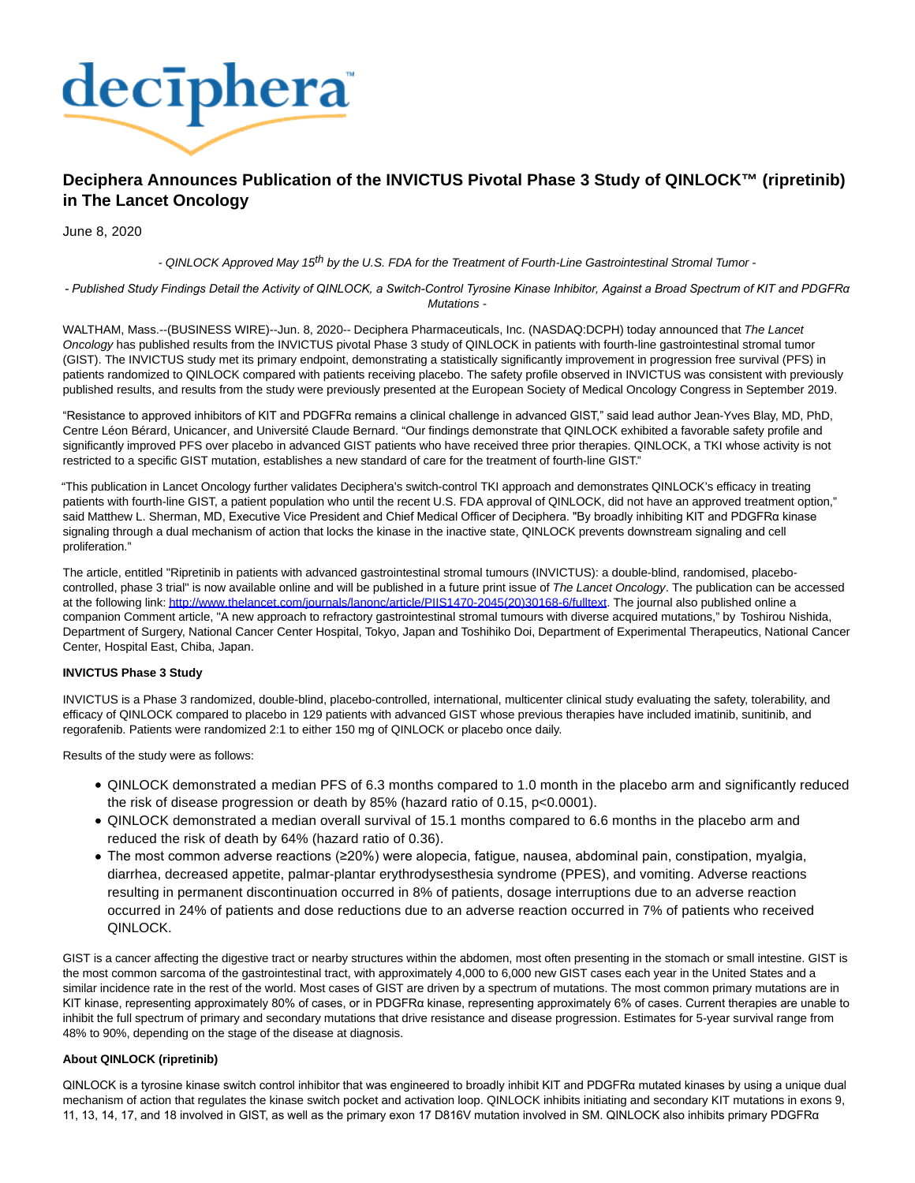# Deciphera Announces Publication of the INVICTUS Pivotal Phase 3 Study of QINLOCK™ (ripretinib) in The Lancet Oncology

June 8, 2020

*- QINLOCK Approved May 15th by the U.S. FDA for the Treatment of Fourth-Line Gastrointestinal Stromal Tumor -*

*- Published Study Findings Detail the Activity of QINLOCK, a Switch-Control Tyrosine Kinase Inhibitor, Against a Broad Spectrum of KIT and PDGFRα Mutations -*

WALTHAM, Mass.--(BUSINESS WIRE)--Jun. 8, 2020-- Deciphera Pharmaceuticals, Inc. (NASDAQ:DCPH) today announced that *The Lancet Oncology* has published results from the INVICTUS pivotal Phase 3 study of QINLOCK in patients with fourth-line gastrointestinal stromal tumor (GIST). The INVICTUS study met its primary endpoint, demonstrating a statistically significantly improvement in progression free survival (PFS) in patients randomized to QINLOCK compared with patients receiving placebo. The safety profile observed in INVICTUS was consistent with previously published results, and results from the study were previously presented at the European Society of Medical Oncology Congress in September 2019.

"Resistance to approved inhibitors of KIT and PDGFRα remains a clinical challenge in advanced GIST," said lead author Jean-Yves Blay, MD, PhD, Centre Léon Bérard, Unicancer, and Université Claude Bernard. "Our findings demonstrate that QINLOCK exhibited a favorable safety profile and significantly improved PFS over placebo in advanced GIST patients who have received three prior therapies. QINLOCK, a TKI whose activity is not restricted to a specific GIST mutation, establishes a new standard of care for the treatment of fourth-line GIST."

"This publication in Lancet Oncology further validates Deciphera's switch-control TKI approach and demonstrates QINLOCK's efficacy in treating patients with fourth-line GIST, a patient population who until the recent U.S. FDA approval of QINLOCK, did not have an approved treatment option," said Matthew L. Sherman, MD, Executive Vice President and Chief Medical Officer of Deciphera. "By broadly inhibiting KIT and PDGFRα kinase signaling through a dual mechanism of action that locks the kinase in the inactive state, QINLOCK prevents downstream signaling and cell proliferation."

The article, entitled "Ripretinib in patients with advanced gastrointestinal stromal tumours (INVICTUS): a double-blind, randomised, placebo-controlled, phase 3 trial" is now available online and will be published in a future print issue of *The Lancet Oncology*. The publication can be accessed at the following link: http://www.thelancet.com/journals/lanonc/article/PIIS1470-2045(20)30168-6/fulltext. The journal also published online a companion Comment article, "A new approach to refractory gastrointestinal stromal tumours with diverse acquired mutations," by Toshirou Nishida, Department of Surgery, National Cancer Center Hospital, Tokyo, Japan and Toshihiko Doi, Department of Experimental Therapeutics, National Cancer Center, Hospital East, Chiba, Japan.

**INVICTUS Phase 3 Study**

INVICTUS is a Phase 3 randomized, double-blind, placebo-controlled, international, multicenter clinical study evaluating the safety, tolerability, and efficacy of QINLOCK compared to placebo in 129 patients with advanced GIST whose previous therapies have included imatinib, sunitinib, and regorafenib. Patients were randomized 2:1 to either 150 mg of QINLOCK or placebo once daily.

Results of the study were as follows:

- QINLOCK demonstrated a median PFS of 6.3 months compared to 1.0 month in the placebo arm and significantly reduced the risk of disease progression or death by 85% (hazard ratio of 0.15, $p<0.0001$).
- QINLOCK demonstrated a median overall survival of 15.1 months compared to 6.6 months in the placebo arm and reduced the risk of death by 64% (hazard ratio of 0.36).
- The most common adverse reactions (≥20%) were alopecia, fatigue, nausea, abdominal pain, constipation, myalgia, diarrhea, decreased appetite, palmar-plantar erythrodysesthesia syndrome (PPES), and vomiting. Adverse reactions resulting in permanent discontinuation occurred in 8% of patients, dosage interruptions due to an adverse reaction occurred in 24% of patients and dose reductions due to an adverse reaction occurred in 7% of patients who received QINLOCK.

GIST is a cancer affecting the digestive tract or nearby structures within the abdomen, most often presenting in the stomach or small intestine. GIST is the most common sarcoma of the gastrointestinal tract, with approximately 4,000 to 6,000 new GIST cases each year in the United States and a similar incidence rate in the rest of the world. Most cases of GIST are driven by a spectrum of mutations. The most common primary mutations are in KIT kinase, representing approximately 80% of cases, or in PDGFRα kinase, representing approximately 6% of cases. Current therapies are unable to inhibit the full spectrum of primary and secondary mutations that drive resistance and disease progression. Estimates for 5-year survival range from 48% to 90%, depending on the stage of the disease at diagnosis.

**About QINLOCK (ripretinib)**

QINLOCK is a tyrosine kinase switch control inhibitor that was engineered to broadly inhibit KIT and PDGFRα mutated kinases by using a unique dual mechanism of action that regulates the kinase switch pocket and activation loop. QINLOCK inhibits initiating and secondary KIT mutations in exons 9, 11, 13, 14, 17, and 18 involved in GIST, as well as the primary exon 17 D816V mutation involved in SM. QINLOCK also inhibits primary PDGFRα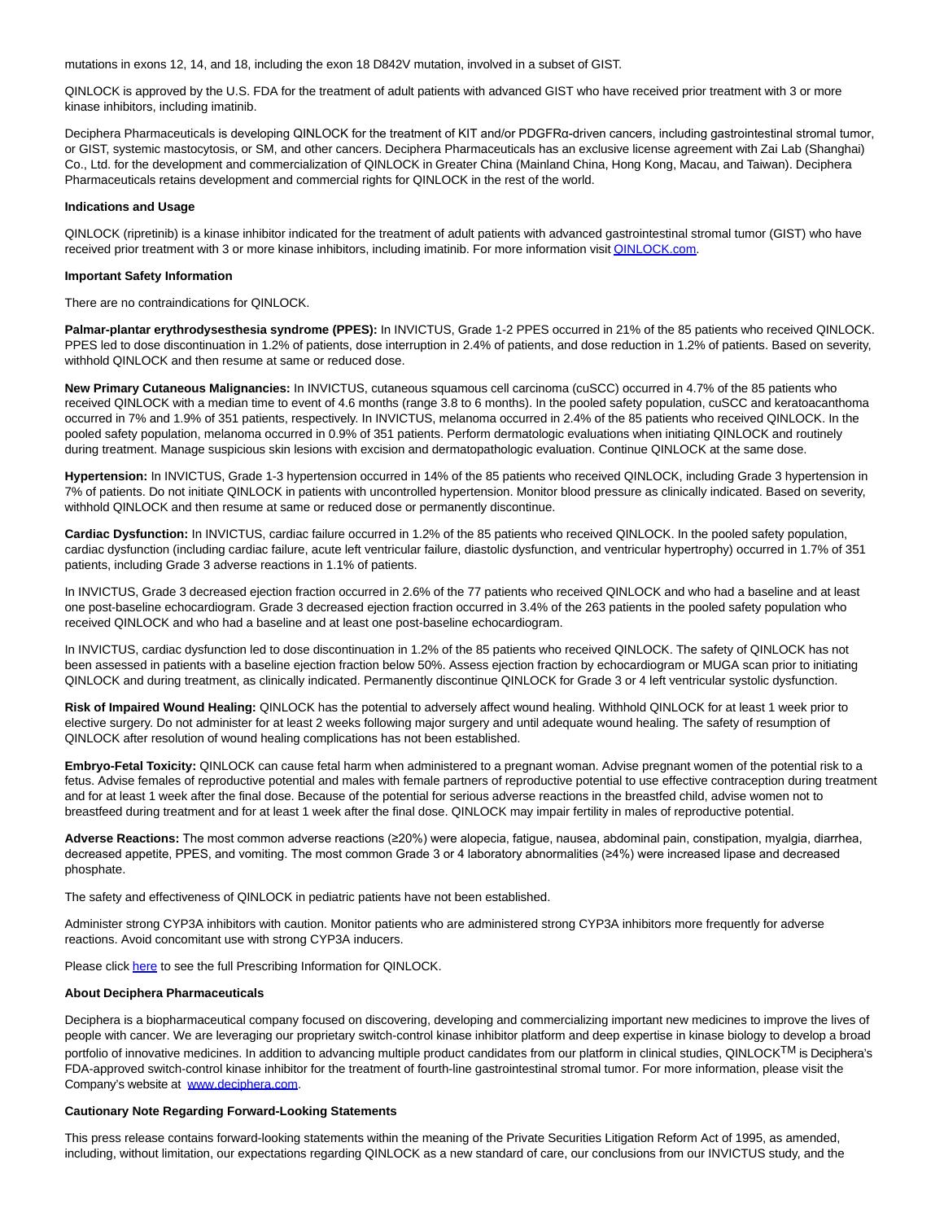mutations in exons 12, 14, and 18, including the exon 18 D842V mutation, involved in a subset of GIST.

QINLOCK is approved by the U.S. FDA for the treatment of adult patients with advanced GIST who have received prior treatment with 3 or more kinase inhibitors, including imatinib.

Deciphera Pharmaceuticals is developing QINLOCK for the treatment of KIT and/or PDGFRα-driven cancers, including gastrointestinal stromal tumor, or GIST, systemic mastocytosis, or SM, and other cancers. Deciphera Pharmaceuticals has an exclusive license agreement with Zai Lab (Shanghai) Co., Ltd. for the development and commercialization of QINLOCK in Greater China (Mainland China, Hong Kong, Macau, and Taiwan). Deciphera Pharmaceuticals retains development and commercial rights for QINLOCK in the rest of the world.

**Indications and Usage**

QINLOCK (ripretinib) is a kinase inhibitor indicated for the treatment of adult patients with advanced gastrointestinal stromal tumor (GIST) who have received prior treatment with 3 or more kinase inhibitors, including imatinib. For more information visit QINLOCK.com.

**Important Safety Information**

There are no contraindications for QINLOCK.

**Palmar-plantar erythrodysesthesia syndrome (PPES):** In INVICTUS, Grade 1-2 PPES occurred in 21% of the 85 patients who received QINLOCK. PPES led to dose discontinuation in 1.2% of patients, dose interruption in 2.4% of patients, and dose reduction in 1.2% of patients. Based on severity, withhold QINLOCK and then resume at same or reduced dose.

**New Primary Cutaneous Malignancies:** In INVICTUS, cutaneous squamous cell carcinoma (cuSCC) occurred in 4.7% of the 85 patients who received QINLOCK with a median time to event of 4.6 months (range 3.8 to 6 months). In the pooled safety population, cuSCC and keratoacanthoma occurred in 7% and 1.9% of 351 patients, respectively. In INVICTUS, melanoma occurred in 2.4% of the 85 patients who received QINLOCK. In the pooled safety population, melanoma occurred in 0.9% of 351 patients. Perform dermatologic evaluations when initiating QINLOCK and routinely during treatment. Manage suspicious skin lesions with excision and dermatopathologic evaluation. Continue QINLOCK at the same dose.

**Hypertension:** In INVICTUS, Grade 1-3 hypertension occurred in 14% of the 85 patients who received QINLOCK, including Grade 3 hypertension in 7% of patients. Do not initiate QINLOCK in patients with uncontrolled hypertension. Monitor blood pressure as clinically indicated. Based on severity, withhold QINLOCK and then resume at same or reduced dose or permanently discontinue.

**Cardiac Dysfunction:** In INVICTUS, cardiac failure occurred in 1.2% of the 85 patients who received QINLOCK. In the pooled safety population, cardiac dysfunction (including cardiac failure, acute left ventricular failure, diastolic dysfunction, and ventricular hypertrophy) occurred in 1.7% of 351 patients, including Grade 3 adverse reactions in 1.1% of patients.

In INVICTUS, Grade 3 decreased ejection fraction occurred in 2.6% of the 77 patients who received QINLOCK and who had a baseline and at least one post-baseline echocardiogram. Grade 3 decreased ejection fraction occurred in 3.4% of the 263 patients in the pooled safety population who received QINLOCK and who had a baseline and at least one post-baseline echocardiogram.

In INVICTUS, cardiac dysfunction led to dose discontinuation in 1.2% of the 85 patients who received QINLOCK. The safety of QINLOCK has not been assessed in patients with a baseline ejection fraction below 50%. Assess ejection fraction by echocardiogram or MUGA scan prior to initiating QINLOCK and during treatment, as clinically indicated. Permanently discontinue QINLOCK for Grade 3 or 4 left ventricular systolic dysfunction.

**Risk of Impaired Wound Healing:** QINLOCK has the potential to adversely affect wound healing. Withhold QINLOCK for at least 1 week prior to elective surgery. Do not administer for at least 2 weeks following major surgery and until adequate wound healing. The safety of resumption of QINLOCK after resolution of wound healing complications has not been established.

**Embryo-Fetal Toxicity:** QINLOCK can cause fetal harm when administered to a pregnant woman. Advise pregnant women of the potential risk to a fetus. Advise females of reproductive potential and males with female partners of reproductive potential to use effective contraception during treatment and for at least 1 week after the final dose. Because of the potential for serious adverse reactions in the breastfed child, advise women not to breastfeed during treatment and for at least 1 week after the final dose. QINLOCK may impair fertility in males of reproductive potential.

**Adverse Reactions:** The most common adverse reactions (≥20%) were alopecia, fatigue, nausea, abdominal pain, constipation, myalgia, diarrhea, decreased appetite, PPES, and vomiting. The most common Grade 3 or 4 laboratory abnormalities (≥4%) were increased lipase and decreased phosphate.

The safety and effectiveness of QINLOCK in pediatric patients have not been established.

Administer strong CYP3A inhibitors with caution. Monitor patients who are administered strong CYP3A inhibitors more frequently for adverse reactions. Avoid concomitant use with strong CYP3A inducers.

Please click here to see the full Prescribing Information for QINLOCK.

**About Deciphera Pharmaceuticals**

Deciphera is a biopharmaceutical company focused on discovering, developing and commercializing important new medicines to improve the lives of people with cancer. We are leveraging our proprietary switch-control kinase inhibitor platform and deep expertise in kinase biology to develop a broad portfolio of innovative medicines. In addition to advancing multiple product candidates from our platform in clinical studies, QINLOCK™ is Deciphera's FDA-approved switch-control kinase inhibitor for the treatment of fourth-line gastrointestinal stromal tumor. For more information, please visit the Company's website at www.deciphera.com.

**Cautionary Note Regarding Forward-Looking Statements**

This press release contains forward-looking statements within the meaning of the Private Securities Litigation Reform Act of 1995, as amended, including, without limitation, our expectations regarding QINLOCK as a new standard of care, our conclusions from our INVICTUS study, and the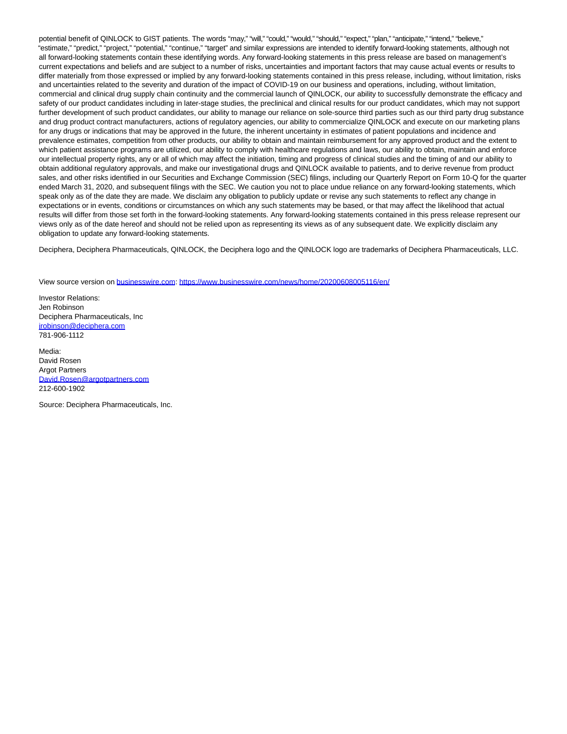potential benefit of QINLOCK to GIST patients. The words "may," "will," "could," "would," "should," "expect," "plan," "anticipate," "intend," "believe," "estimate," "predict," "project," "potential," "continue," "target" and similar expressions are intended to identify forward-looking statements, although not all forward-looking statements contain these identifying words. Any forward-looking statements in this press release are based on management's current expectations and beliefs and are subject to a number of risks, uncertainties and important factors that may cause actual events or results to differ materially from those expressed or implied by any forward-looking statements contained in this press release, including, without limitation, risks and uncertainties related to the severity and duration of the impact of COVID-19 on our business and operations, including, without limitation, commercial and clinical drug supply chain continuity and the commercial launch of QINLOCK, our ability to successfully demonstrate the efficacy and safety of our product candidates including in later-stage studies, the preclinical and clinical results for our product candidates, which may not support further development of such product candidates, our ability to manage our reliance on sole-source third parties such as our third party drug substance and drug product contract manufacturers, actions of regulatory agencies, our ability to commercialize QINLOCK and execute on our marketing plans for any drugs or indications that may be approved in the future, the inherent uncertainty in estimates of patient populations and incidence and prevalence estimates, competition from other products, our ability to obtain and maintain reimbursement for any approved product and the extent to which patient assistance programs are utilized, our ability to comply with healthcare regulations and laws, our ability to obtain, maintain and enforce our intellectual property rights, any or all of which may affect the initiation, timing and progress of clinical studies and the timing of and our ability to obtain additional regulatory approvals, and make our investigational drugs and QINLOCK available to patients, and to derive revenue from product sales, and other risks identified in our Securities and Exchange Commission (SEC) filings, including our Quarterly Report on Form 10-Q for the quarter ended March 31, 2020, and subsequent filings with the SEC. We caution you not to place undue reliance on any forward-looking statements, which speak only as of the date they are made. We disclaim any obligation to publicly update or revise any such statements to reflect any change in expectations or in events, conditions or circumstances on which any such statements may be based, or that may affect the likelihood that actual results will differ from those set forth in the forward-looking statements. Any forward-looking statements contained in this press release represent our views only as of the date hereof and should not be relied upon as representing its views as of any subsequent date. We explicitly disclaim any obligation to update any forward-looking statements.

Deciphera, Deciphera Pharmaceuticals, QINLOCK, the Deciphera logo and the QINLOCK logo are trademarks of Deciphera Pharmaceuticals, LLC.

View source version on businesswire.com: https://www.businesswire.com/news/home/20200608005116/en/

Investor Relations:
Jen Robinson
Deciphera Pharmaceuticals, Inc
jrobinson@deciphera.com
781-906-1112

Media:
David Rosen
Argot Partners
David.Rosen@argotpartners.com
212-600-1902

Source: Deciphera Pharmaceuticals, Inc.